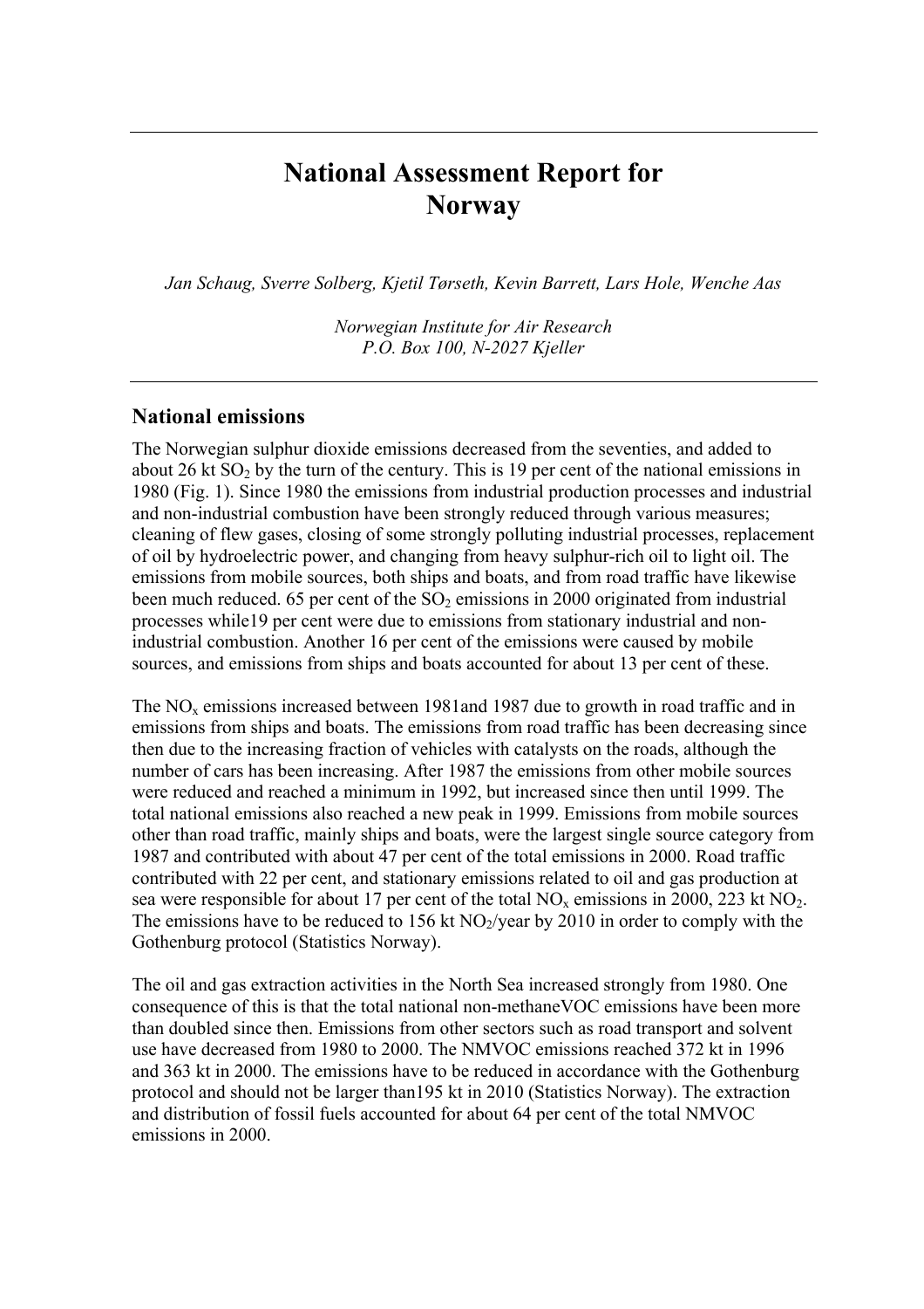# National Assessment Report for Norway

*Jan Schaug, Sverre Solberg, Kjetil Tørseth, Kevin Barrett, Lars Hole, Wenche Aas*

*Norwegian Institute for Air Research*
*P.O. Box 100, N-2027 Kjeller*

## National emissions

The Norwegian sulphur dioxide emissions decreased from the seventies, and added to about 26 kt $SO_2$ by the turn of the century. This is 19 per cent of the national emissions in 1980 (Fig. 1). Since 1980 the emissions from industrial production processes and industrial and non-industrial combustion have been strongly reduced through various measures; cleaning of flew gases, closing of some strongly polluting industrial processes, replacement of oil by hydroelectric power, and changing from heavy sulphur-rich oil to light oil. The emissions from mobile sources, both ships and boats, and from road traffic have likewise been much reduced. 65 per cent of the $SO_2$ emissions in 2000 originated from industrial processes while19 per cent were due to emissions from stationary industrial and non-industrial combustion. Another 16 per cent of the emissions were caused by mobile sources, and emissions from ships and boats accounted for about 13 per cent of these.

The $NO_x$ emissions increased between 1981and 1987 due to growth in road traffic and in emissions from ships and boats. The emissions from road traffic has been decreasing since then due to the increasing fraction of vehicles with catalysts on the roads, although the number of cars has been increasing. After 1987 the emissions from other mobile sources were reduced and reached a minimum in 1992, but increased since then until 1999. The total national emissions also reached a new peak in 1999. Emissions from mobile sources other than road traffic, mainly ships and boats, were the largest single source category from 1987 and contributed with about 47 per cent of the total emissions in 2000. Road traffic contributed with 22 per cent, and stationary emissions related to oil and gas production at sea were responsible for about 17 per cent of the total $NO_x$ emissions in 2000, 223 kt $NO_2$. The emissions have to be reduced to 156 kt $NO_2$/year by 2010 in order to comply with the Gothenburg protocol (Statistics Norway).

The oil and gas extraction activities in the North Sea increased strongly from 1980. One consequence of this is that the total national non-methaneVOC emissions have been more than doubled since then. Emissions from other sectors such as road transport and solvent use have decreased from 1980 to 2000. The NMVOC emissions reached 372 kt in 1996 and 363 kt in 2000. The emissions have to be reduced in accordance with the Gothenburg protocol and should not be larger than195 kt in 2010 (Statistics Norway). The extraction and distribution of fossil fuels accounted for about 64 per cent of the total NMVOC emissions in 2000.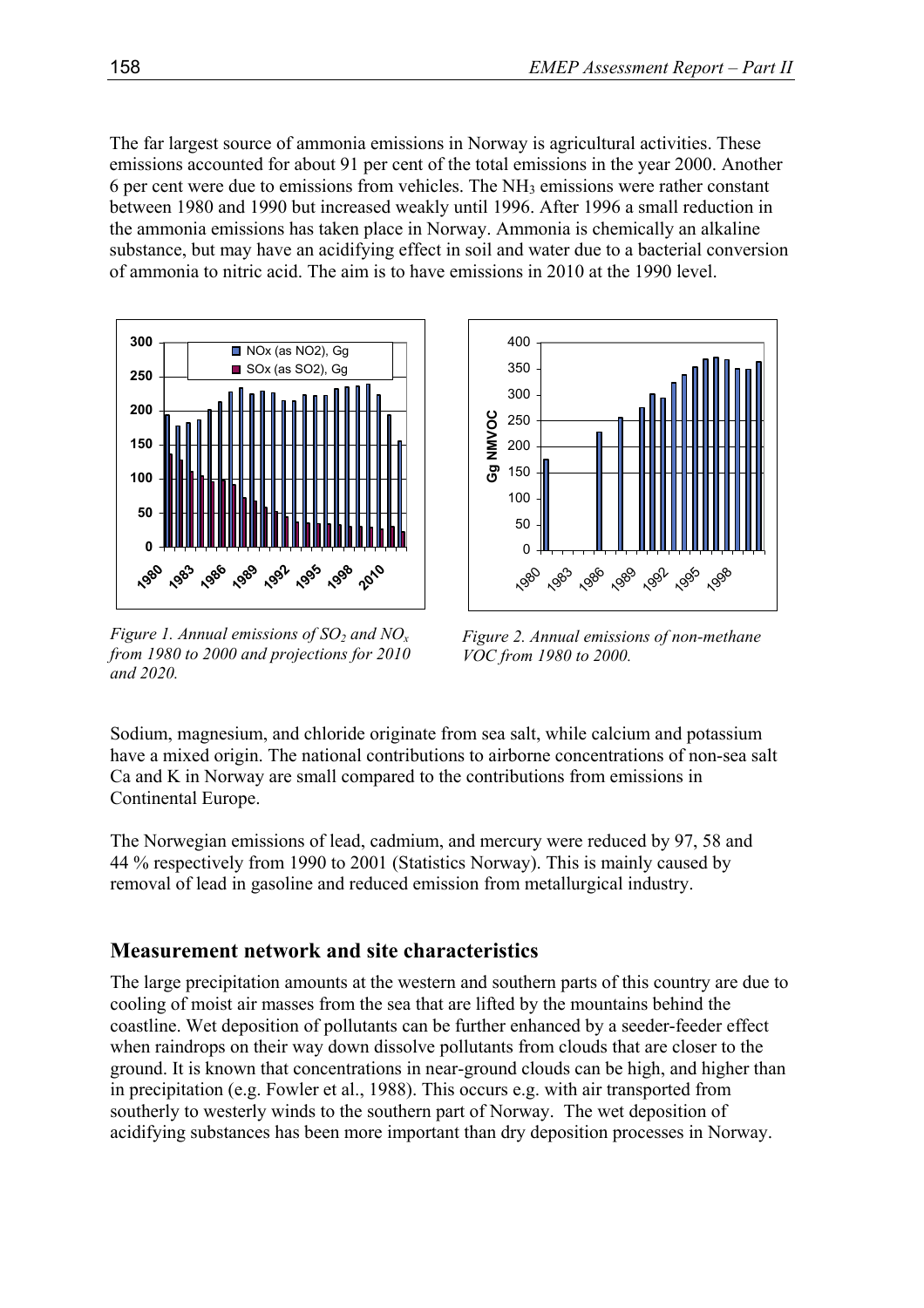The far largest source of ammonia emissions in Norway is agricultural activities. These emissions accounted for about 91 per cent of the total emissions in the year 2000. Another 6 per cent were due to emissions from vehicles. The $NH_3$ emissions were rather constant between 1980 and 1990 but increased weakly until 1996. After 1996 a small reduction in the ammonia emissions has taken place in Norway. Ammonia is chemically an alkaline substance, but may have an acidifying effect in soil and water due to a bacterial conversion of ammonia to nitric acid. The aim is to have emissions in 2010 at the 1990 level.

*Figure 1. Annual emissions of $SO_2$ and $NO_x$ from 1980 to 2000 and projections for 2010 and 2020.*

*Figure 2. Annual emissions of non-methane VOC from 1980 to 2000.*

Sodium, magnesium, and chloride originate from sea salt, while calcium and potassium have a mixed origin. The national contributions to airborne concentrations of non-sea salt Ca and K in Norway are small compared to the contributions from emissions in Continental Europe.

The Norwegian emissions of lead, cadmium, and mercury were reduced by 97, 58 and 44 % respectively from 1990 to 2001 (Statistics Norway). This is mainly caused by removal of lead in gasoline and reduced emission from metallurgical industry.

## Measurement network and site characteristics

The large precipitation amounts at the western and southern parts of this country are due to cooling of moist air masses from the sea that are lifted by the mountains behind the coastline. Wet deposition of pollutants can be further enhanced by a seeder-feeder effect when raindrops on their way down dissolve pollutants from clouds that are closer to the ground. It is known that concentrations in near-ground clouds can be high, and higher than in precipitation (e.g. Fowler et al., 1988). This occurs e.g. with air transported from southerly to westerly winds to the southern part of Norway. The wet deposition of acidifying substances has been more important than dry deposition processes in Norway.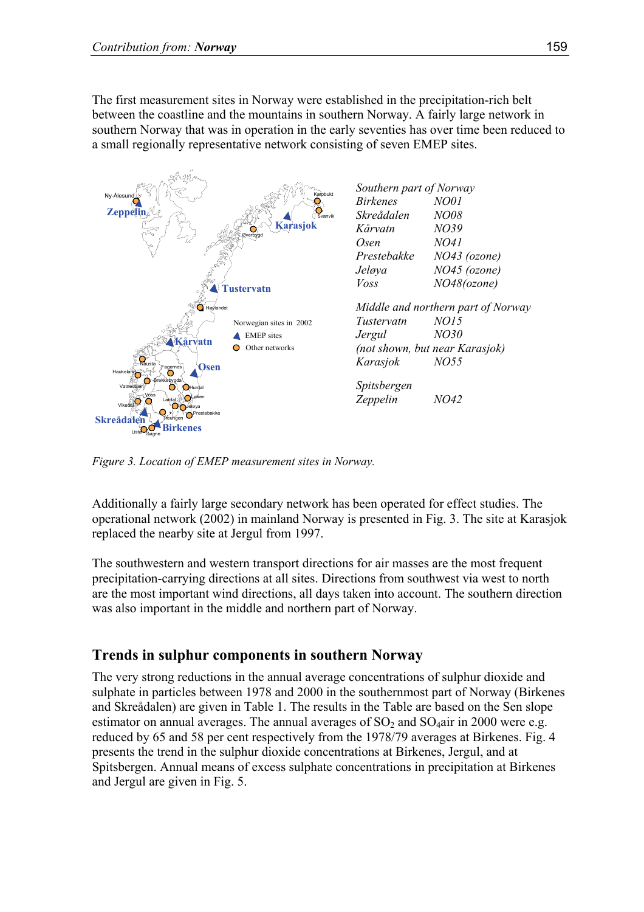The first measurement sites in Norway were established in the precipitation-rich belt between the coastline and the mountains in southern Norway. A fairly large network in southern Norway that was in operation in the early seventies has over time been reduced to a small regionally representative network consisting of seven EMEP sites.

| *Southern part of Norway* | |
|---|---|
| *Birkenes* | *NO01* |
| *Skreådalen* | *NO08* |
| *Kårvatn* | *NO39* |
| *Osen* | *NO41* |
| *Prestebakke* | *NO43 (ozone)* |
| *Jeløya* | *NO45 (ozone)* |
| *Voss* | *NO48(ozone)* |
| | |
| *Middle and northern part of Norway* | |
| *Tustervatn* | *NO15* |
| *Jergul* | *NO30* |
| *(not shown, but near Karasjok)* | |
| *Karasjok* | *NO55* |
| | |
| *Spitsbergen* | |
| *Zeppelin* | *NO42* |

*Figure 3. Location of EMEP measurement sites in Norway.*

Additionally a fairly large secondary network has been operated for effect studies. The operational network (2002) in mainland Norway is presented in Fig. 3. The site at Karasjok replaced the nearby site at Jergul from 1997.

The southwestern and western transport directions for air masses are the most frequent precipitation-carrying directions at all sites. Directions from southwest via west to north are the most important wind directions, all days taken into account. The southern direction was also important in the middle and northern part of Norway.

## Trends in sulphur components in southern Norway

The very strong reductions in the annual average concentrations of sulphur dioxide and sulphate in particles between 1978 and 2000 in the southernmost part of Norway (Birkenes and Skreådalen) are given in Table 1. The results in the Table are based on the Sen slope estimator on annual averages. The annual averages of $SO_2$ and $SO_4$air in 2000 were e.g. reduced by 65 and 58 per cent respectively from the 1978/79 averages at Birkenes. Fig. 4 presents the trend in the sulphur dioxide concentrations at Birkenes, Jergul, and at Spitsbergen. Annual means of excess sulphate concentrations in precipitation at Birkenes and Jergul are given in Fig. 5.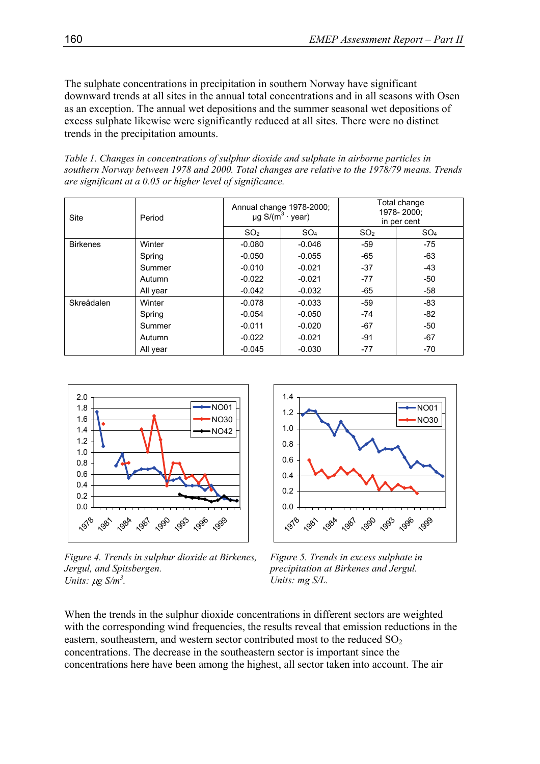The sulphate concentrations in precipitation in southern Norway have significant downward trends at all sites in the annual total concentrations and in all seasons with Osen as an exception. The annual wet depositions and the summer seasonal wet depositions of excess sulphate likewise were significantly reduced at all sites. There were no distinct trends in the precipitation amounts.

*Table 1. Changes in concentrations of sulphur dioxide and sulphate in airborne particles in southern Norway between 1978 and 2000. Total changes are relative to the 1978/79 means. Trends are significant at a 0.05 or higher level of significance.*

| Site | Period | Annual change 1978-2000; µg S/($m^3$ · year) | | Total change 1978- 2000; in per cent | |
|---|---|---|---|---|---|
| | | $SO_2$ | $SO_4$ | $SO_2$ | $SO_4$ |
| Birkenes | Winter | -0.080 | -0.046 | -59 | -75 |
| | Spring | -0.050 | -0.055 | -65 | -63 |
| | Summer | -0.010 | -0.021 | -37 | -43 |
| | Autumn | -0.022 | -0.021 | -77 | -50 |
| | All year | -0.042 | -0.032 | -65 | -58 |
| Skreådalen | Winter | -0.078 | -0.033 | -59 | -83 |
| | Spring | -0.054 | -0.050 | -74 | -82 |
| | Summer | -0.011 | -0.020 | -67 | -50 |
| | Autumn | -0.022 | -0.021 | -91 | -67 |
| | All year | -0.045 | -0.030 | -77 | -70 |

*Figure 4. Trends in sulphur dioxide at Birkenes, Jergul, and Spitsbergen. Units: µg S/m³.*

*Figure 5. Trends in excess sulphate in precipitation at Birkenes and Jergul. Units: mg S/L.*

When the trends in the sulphur dioxide concentrations in different sectors are weighted with the corresponding wind frequencies, the results reveal that emission reductions in the eastern, southeastern, and western sector contributed most to the reduced $SO_2$ concentrations. The decrease in the southeastern sector is important since the concentrations here have been among the highest, all sector taken into account. The air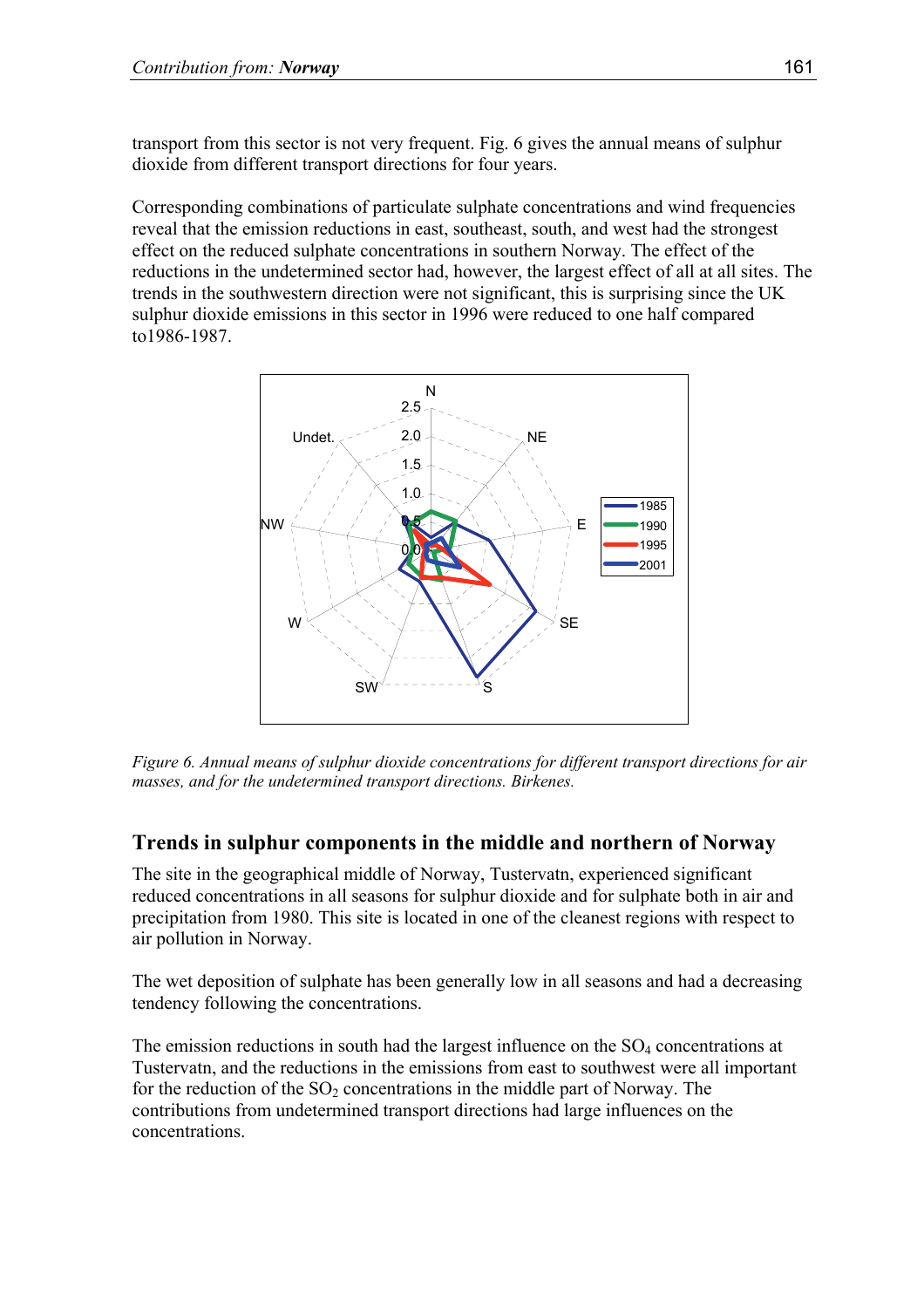transport from this sector is not very frequent. Fig. 6 gives the annual means of sulphur dioxide from different transport directions for four years.

Corresponding combinations of particulate sulphate concentrations and wind frequencies reveal that the emission reductions in east, southeast, south, and west had the strongest effect on the reduced sulphate concentrations in southern Norway. The effect of the reductions in the undetermined sector had, however, the largest effect of all at all sites. The trends in the southwestern direction were not significant, this is surprising since the UK sulphur dioxide emissions in this sector in 1996 were reduced to one half compared to1986-1987.

*Figure 6. Annual means of sulphur dioxide concentrations for different transport directions for air masses, and for the undetermined transport directions. Birkenes.*

## Trends in sulphur components in the middle and northern of Norway

The site in the geographical middle of Norway, Tustervatn, experienced significant reduced concentrations in all seasons for sulphur dioxide and for sulphate both in air and precipitation from 1980. This site is located in one of the cleanest regions with respect to air pollution in Norway.

The wet deposition of sulphate has been generally low in all seasons and had a decreasing tendency following the concentrations.

The emission reductions in south had the largest influence on the $SO_4$ concentrations at Tustervatn, and the reductions in the emissions from east to southwest were all important for the reduction of the $SO_2$ concentrations in the middle part of Norway. The contributions from undetermined transport directions had large influences on the concentrations.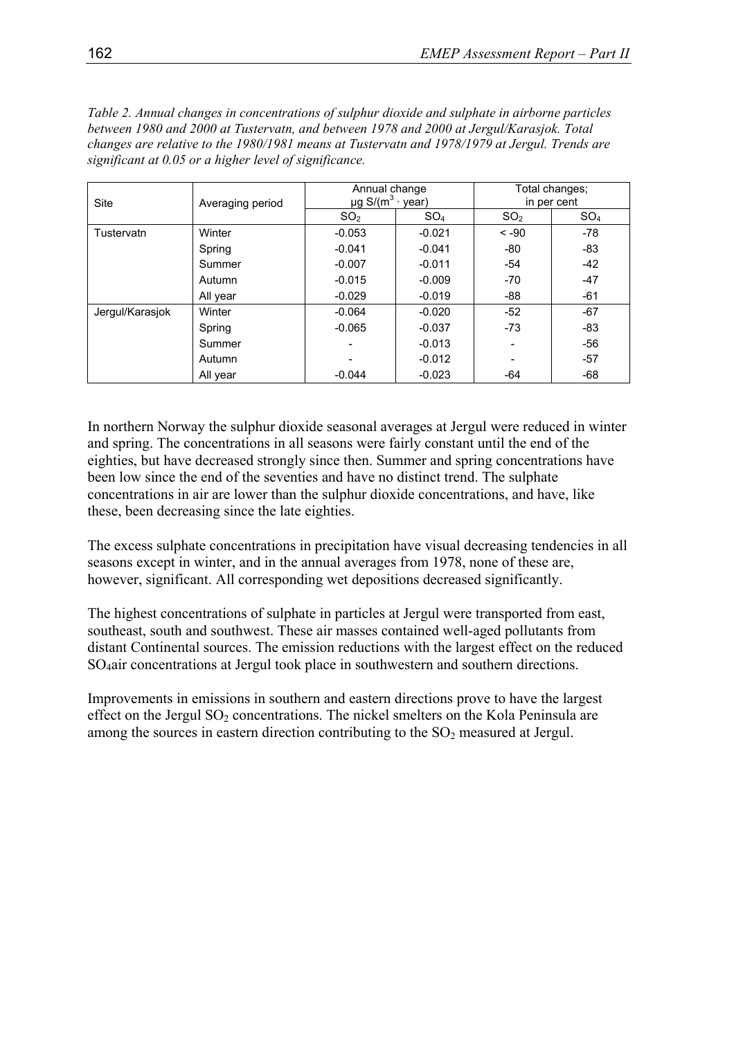*Table 2. Annual changes in concentrations of sulphur dioxide and sulphate in airborne particles between 1980 and 2000 at Tustervatn, and between 1978 and 2000 at Jergul/Karasjok. Total changes are relative to the 1980/1981 means at Tustervatn and 1978/1979 at Jergul. Trends are significant at 0.05 or a higher level of significance.*

| Site | Averaging period | Annual change µg S/($m^3$ · year) | | Total changes; in per cent | |
|---|---|---|---|---|---|
| | | $SO_2$ | $SO_4$ | $SO_2$ | $SO_4$ |
| Tustervatn | Winter | -0.053 | -0.021 | < -90 | -78 |
| | Spring | -0.041 | -0.041 | -80 | -83 |
| | Summer | -0.007 | -0.011 | -54 | -42 |
| | Autumn | -0.015 | -0.009 | -70 | -47 |
| | All year | -0.029 | -0.019 | -88 | -61 |
| Jergul/Karasjok | Winter | -0.064 | -0.020 | -52 | -67 |
| | Spring | -0.065 | -0.037 | -73 | -83 |
| | Summer | - | -0.013 | - | -56 |
| | Autumn | - | -0.012 | - | -57 |
| | All year | -0.044 | -0.023 | -64 | -68 |

In northern Norway the sulphur dioxide seasonal averages at Jergul were reduced in winter and spring. The concentrations in all seasons were fairly constant until the end of the eighties, but have decreased strongly since then. Summer and spring concentrations have been low since the end of the seventies and have no distinct trend. The sulphate concentrations in air are lower than the sulphur dioxide concentrations, and have, like these, been decreasing since the late eighties.

The excess sulphate concentrations in precipitation have visual decreasing tendencies in all seasons except in winter, and in the annual averages from 1978, none of these are, however, significant. All corresponding wet depositions decreased significantly.

The highest concentrations of sulphate in particles at Jergul were transported from east, southeast, south and southwest. These air masses contained well-aged pollutants from distant Continental sources. The emission reductions with the largest effect on the reduced $SO_4$air concentrations at Jergul took place in southwestern and southern directions.

Improvements in emissions in southern and eastern directions prove to have the largest effect on the Jergul $SO_2$ concentrations. The nickel smelters on the Kola Peninsula are among the sources in eastern direction contributing to the $SO_2$ measured at Jergul.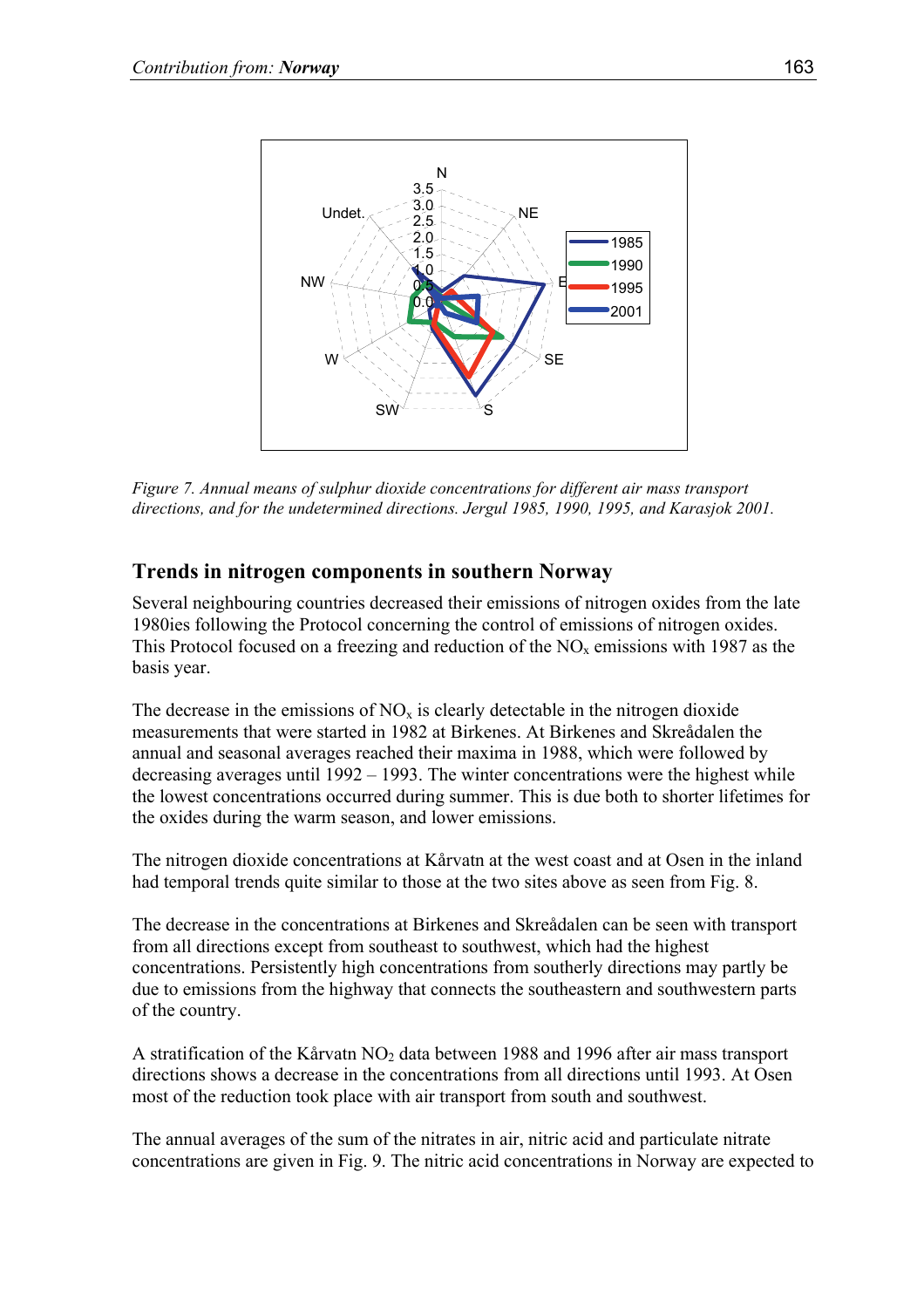*Figure 7. Annual means of sulphur dioxide concentrations for different air mass transport directions, and for the undetermined directions. Jergul 1985, 1990, 1995, and Karasjok 2001.*

## Trends in nitrogen components in southern Norway

Several neighbouring countries decreased their emissions of nitrogen oxides from the late 1980ies following the Protocol concerning the control of emissions of nitrogen oxides. This Protocol focused on a freezing and reduction of the $NO_x$ emissions with 1987 as the basis year.

The decrease in the emissions of $NO_x$ is clearly detectable in the nitrogen dioxide measurements that were started in 1982 at Birkenes. At Birkenes and Skreådalen the annual and seasonal averages reached their maxima in 1988, which were followed by decreasing averages until 1992 – 1993. The winter concentrations were the highest while the lowest concentrations occurred during summer. This is due both to shorter lifetimes for the oxides during the warm season, and lower emissions.

The nitrogen dioxide concentrations at Kårvatn at the west coast and at Osen in the inland had temporal trends quite similar to those at the two sites above as seen from Fig. 8.

The decrease in the concentrations at Birkenes and Skreådalen can be seen with transport from all directions except from southeast to southwest, which had the highest concentrations. Persistently high concentrations from southerly directions may partly be due to emissions from the highway that connects the southeastern and southwestern parts of the country.

A stratification of the Kårvatn $NO_2$ data between 1988 and 1996 after air mass transport directions shows a decrease in the concentrations from all directions until 1993. At Osen most of the reduction took place with air transport from south and southwest.

The annual averages of the sum of the nitrates in air, nitric acid and particulate nitrate concentrations are given in Fig. 9. The nitric acid concentrations in Norway are expected to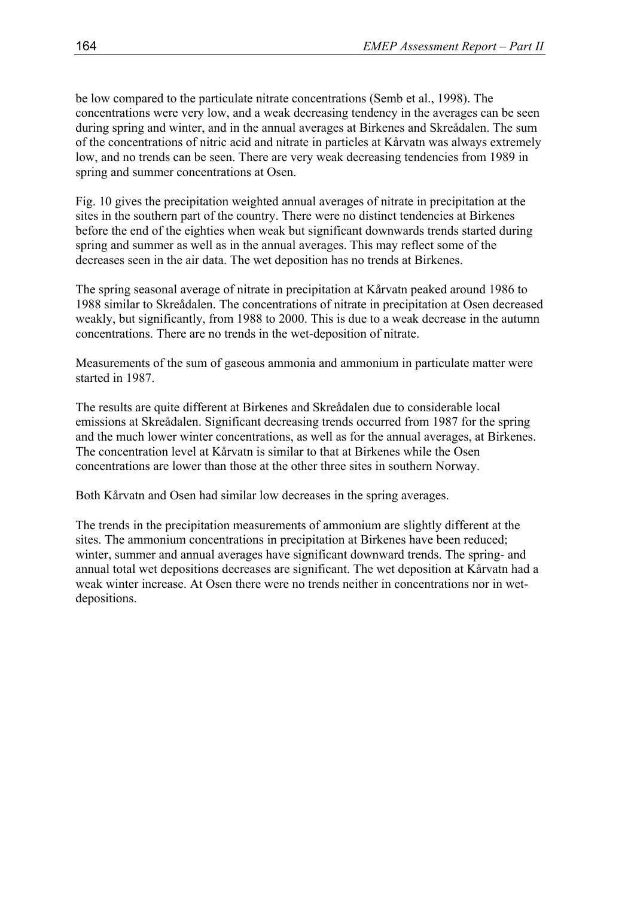be low compared to the particulate nitrate concentrations (Semb et al., 1998). The concentrations were very low, and a weak decreasing tendency in the averages can be seen during spring and winter, and in the annual averages at Birkenes and Skreådalen. The sum of the concentrations of nitric acid and nitrate in particles at Kårvatn was always extremely low, and no trends can be seen. There are very weak decreasing tendencies from 1989 in spring and summer concentrations at Osen.

Fig. 10 gives the precipitation weighted annual averages of nitrate in precipitation at the sites in the southern part of the country. There were no distinct tendencies at Birkenes before the end of the eighties when weak but significant downwards trends started during spring and summer as well as in the annual averages. This may reflect some of the decreases seen in the air data. The wet deposition has no trends at Birkenes.

The spring seasonal average of nitrate in precipitation at Kårvatn peaked around 1986 to 1988 similar to Skreådalen. The concentrations of nitrate in precipitation at Osen decreased weakly, but significantly, from 1988 to 2000. This is due to a weak decrease in the autumn concentrations. There are no trends in the wet-deposition of nitrate.

Measurements of the sum of gaseous ammonia and ammonium in particulate matter were started in 1987.

The results are quite different at Birkenes and Skreådalen due to considerable local emissions at Skreådalen. Significant decreasing trends occurred from 1987 for the spring and the much lower winter concentrations, as well as for the annual averages, at Birkenes. The concentration level at Kårvatn is similar to that at Birkenes while the Osen concentrations are lower than those at the other three sites in southern Norway.

Both Kårvatn and Osen had similar low decreases in the spring averages.

The trends in the precipitation measurements of ammonium are slightly different at the sites. The ammonium concentrations in precipitation at Birkenes have been reduced; winter, summer and annual averages have significant downward trends. The spring- and annual total wet depositions decreases are significant. The wet deposition at Kårvatn had a weak winter increase. At Osen there were no trends neither in concentrations nor in wet-depositions.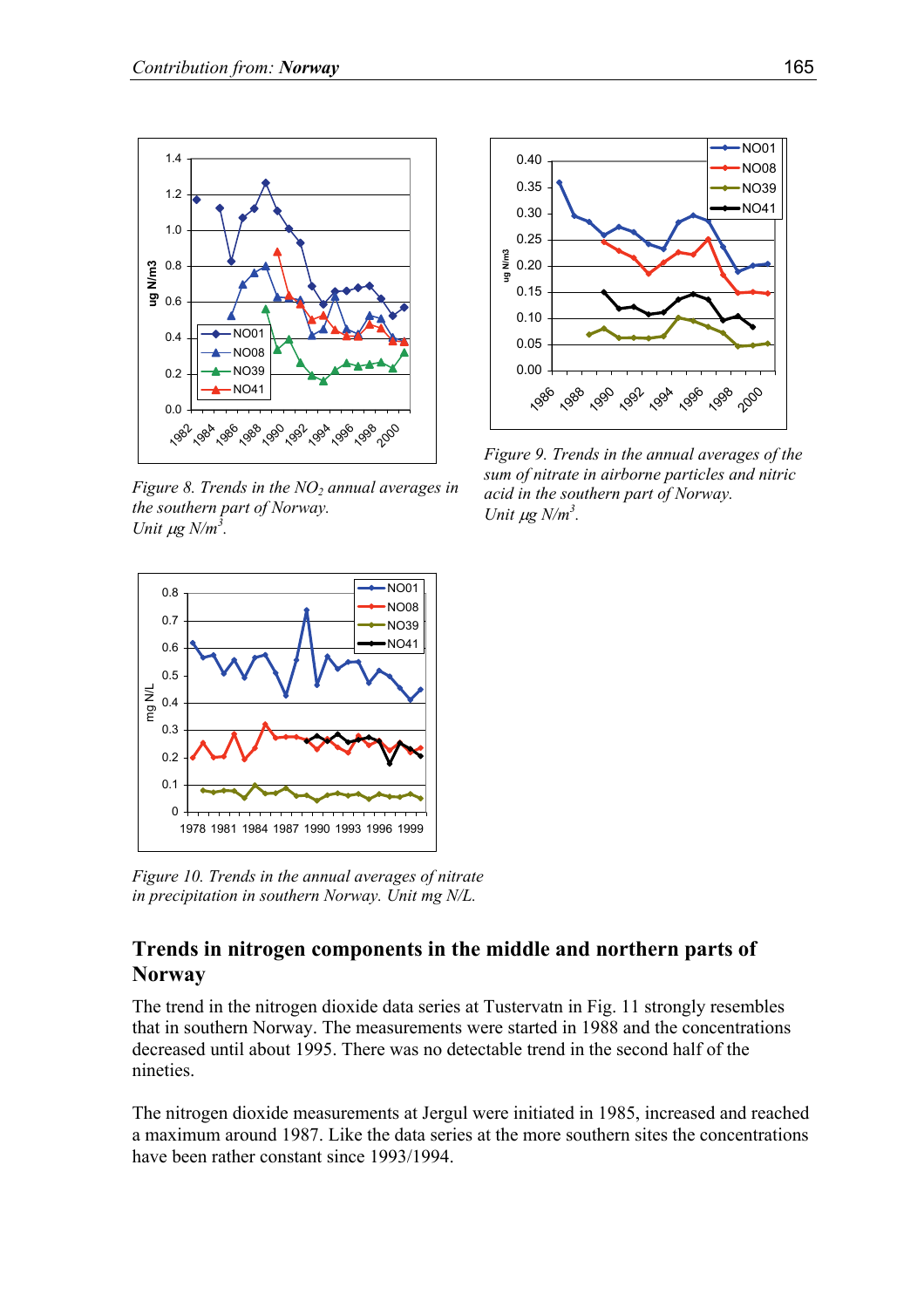Figure 8. Trends in the $NO_2$ annual averages in the southern part of Norway. Unit $\mu g\ N/m^3$.

Figure 9. Trends in the annual averages of the sum of nitrate in airborne particles and nitric acid in the southern part of Norway. Unit $\mu g\ N/m^3$.

Figure 10. Trends in the annual averages of nitrate in precipitation in southern Norway. Unit mg N/L.

## Trends in nitrogen components in the middle and northern parts of Norway

The trend in the nitrogen dioxide data series at Tustervatn in Fig. 11 strongly resembles that in southern Norway. The measurements were started in 1988 and the concentrations decreased until about 1995. There was no detectable trend in the second half of the nineties.

The nitrogen dioxide measurements at Jergul were initiated in 1985, increased and reached a maximum around 1987. Like the data series at the more southern sites the concentrations have been rather constant since 1993/1994.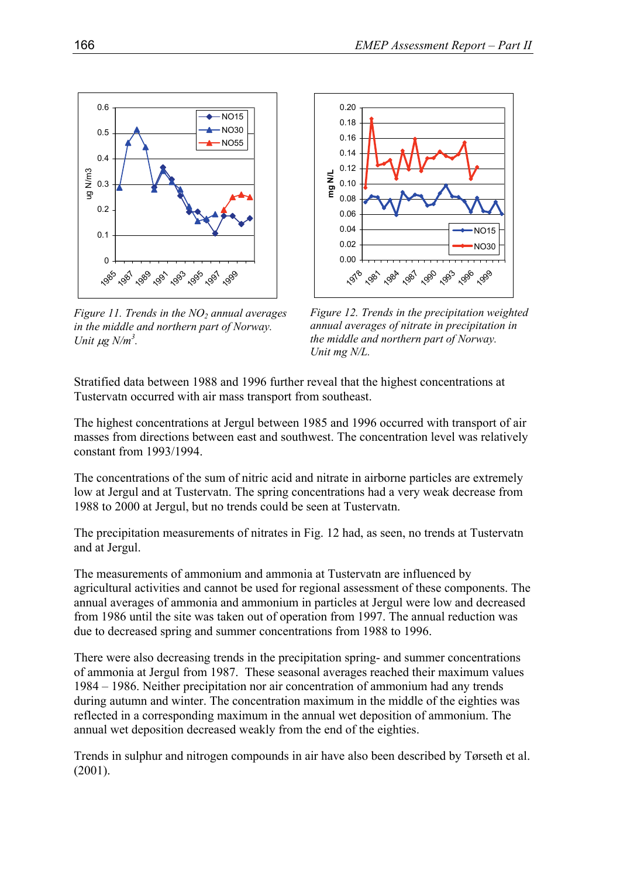*Figure 11. Trends in the $NO_2$ annual averages in the middle and northern part of Norway. Unit $\mu g\ N/m^3$.*

*Figure 12. Trends in the precipitation weighted annual averages of nitrate in precipitation in the middle and northern part of Norway. Unit mg N/L.*

Stratified data between 1988 and 1996 further reveal that the highest concentrations at Tustervatn occurred with air mass transport from southeast.

The highest concentrations at Jergul between 1985 and 1996 occurred with transport of air masses from directions between east and southwest. The concentration level was relatively constant from 1993/1994.

The concentrations of the sum of nitric acid and nitrate in airborne particles are extremely low at Jergul and at Tustervatn. The spring concentrations had a very weak decrease from 1988 to 2000 at Jergul, but no trends could be seen at Tustervatn.

The precipitation measurements of nitrates in Fig. 12 had, as seen, no trends at Tustervatn and at Jergul.

The measurements of ammonium and ammonia at Tustervatn are influenced by agricultural activities and cannot be used for regional assessment of these components. The annual averages of ammonia and ammonium in particles at Jergul were low and decreased from 1986 until the site was taken out of operation from 1997. The annual reduction was due to decreased spring and summer concentrations from 1988 to 1996.

There were also decreasing trends in the precipitation spring- and summer concentrations of ammonia at Jergul from 1987. These seasonal averages reached their maximum values 1984 – 1986. Neither precipitation nor air concentration of ammonium had any trends during autumn and winter. The concentration maximum in the middle of the eighties was reflected in a corresponding maximum in the annual wet deposition of ammonium. The annual wet deposition decreased weakly from the end of the eighties.

Trends in sulphur and nitrogen compounds in air have also been described by Tørseth et al. (2001).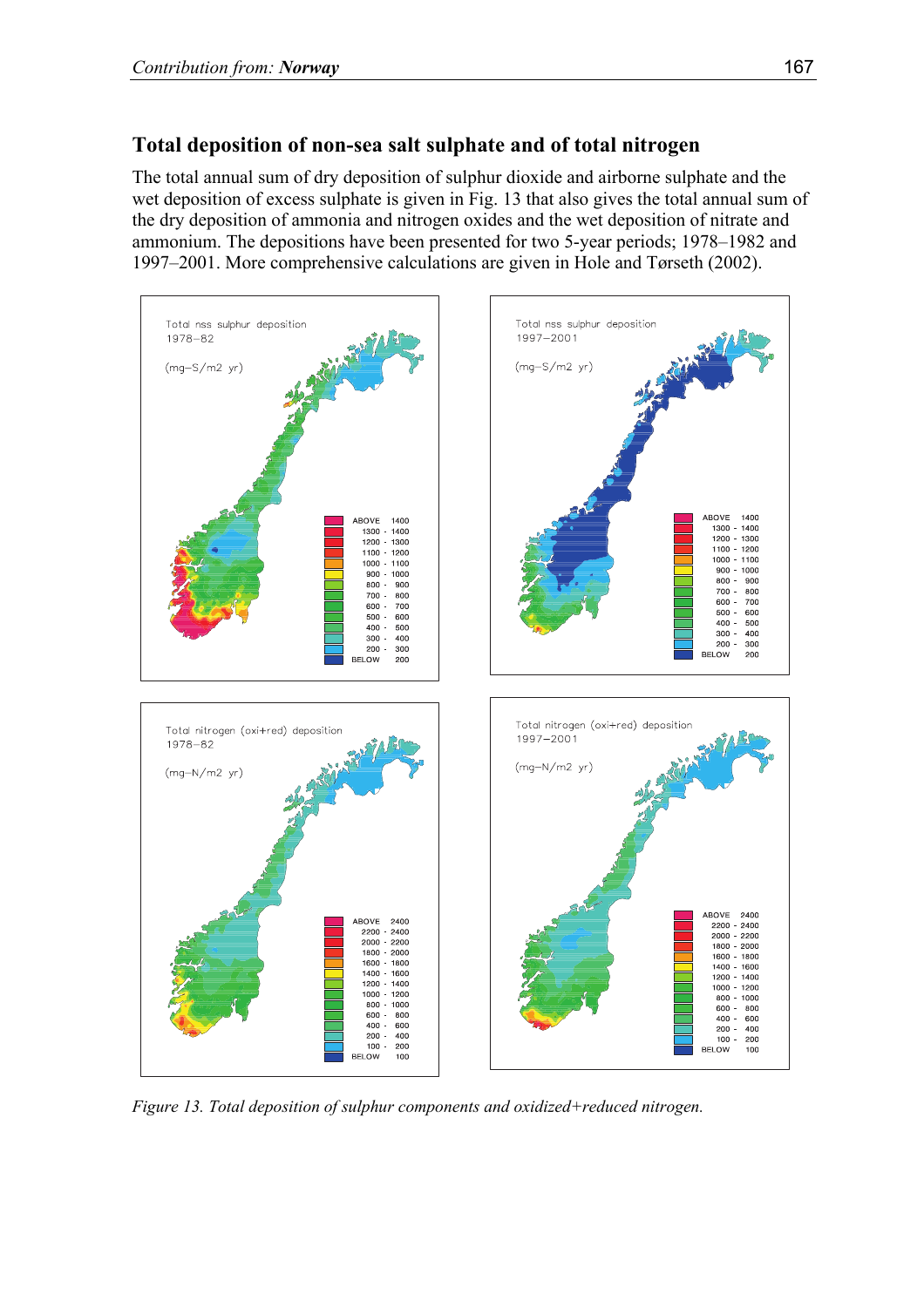## Total deposition of non-sea salt sulphate and of total nitrogen

The total annual sum of dry deposition of sulphur dioxide and airborne sulphate and the wet deposition of excess sulphate is given in Fig. 13 that also gives the total annual sum of the dry deposition of ammonia and nitrogen oxides and the wet deposition of nitrate and ammonium. The depositions have been presented for two 5-year periods; 1978–1982 and 1997–2001. More comprehensive calculations are given in Hole and Tørseth (2002).

*Figure 13. Total deposition of sulphur components and oxidized+reduced nitrogen.*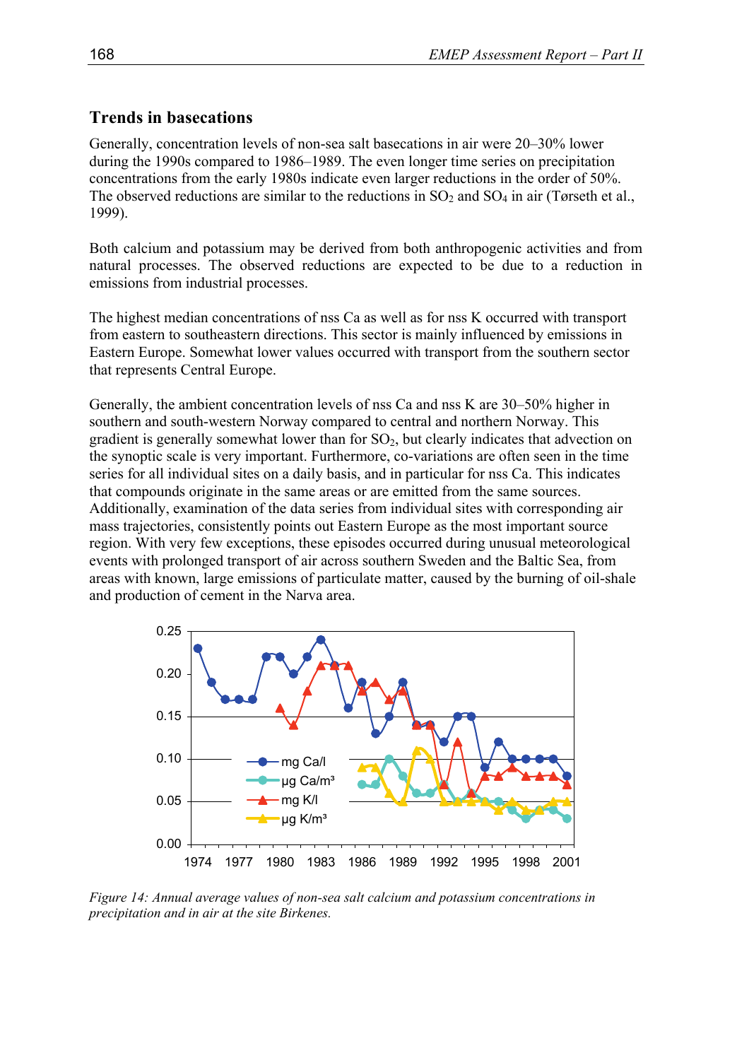## Trends in basecations

Generally, concentration levels of non-sea salt basecations in air were 20–30% lower during the 1990s compared to 1986–1989. The even longer time series on precipitation concentrations from the early 1980s indicate even larger reductions in the order of 50%. The observed reductions are similar to the reductions in $SO_2$ and $SO_4$ in air (Tørseth et al., 1999).

Both calcium and potassium may be derived from both anthropogenic activities and from natural processes. The observed reductions are expected to be due to a reduction in emissions from industrial processes.

The highest median concentrations of nss Ca as well as for nss K occurred with transport from eastern to southeastern directions. This sector is mainly influenced by emissions in Eastern Europe. Somewhat lower values occurred with transport from the southern sector that represents Central Europe.

Generally, the ambient concentration levels of nss Ca and nss K are 30–50% higher in southern and south-western Norway compared to central and northern Norway. This gradient is generally somewhat lower than for $SO_2$, but clearly indicates that advection on the synoptic scale is very important. Furthermore, co-variations are often seen in the time series for all individual sites on a daily basis, and in particular for nss Ca. This indicates that compounds originate in the same areas or are emitted from the same sources. Additionally, examination of the data series from individual sites with corresponding air mass trajectories, consistently points out Eastern Europe as the most important source region. With very few exceptions, these episodes occurred during unusual meteorological events with prolonged transport of air across southern Sweden and the Baltic Sea, from areas with known, large emissions of particulate matter, caused by the burning of oil-shale and production of cement in the Narva area.

*Figure 14: Annual average values of non-sea salt calcium and potassium concentrations in precipitation and in air at the site Birkenes.*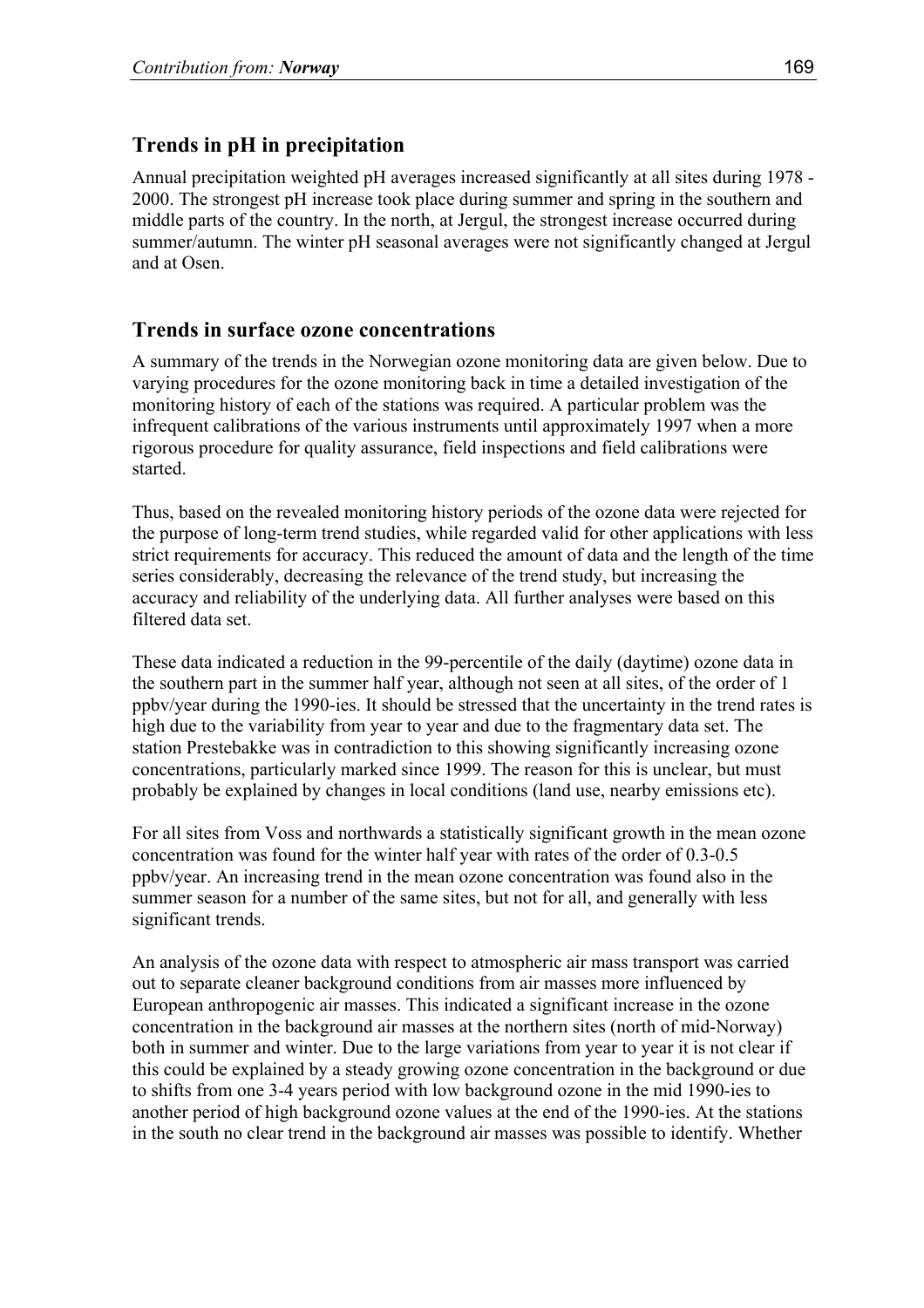## Trends in pH in precipitation

Annual precipitation weighted pH averages increased significantly at all sites during 1978 - 2000. The strongest pH increase took place during summer and spring in the southern and middle parts of the country. In the north, at Jergul, the strongest increase occurred during summer/autumn. The winter pH seasonal averages were not significantly changed at Jergul and at Osen.

## Trends in surface ozone concentrations

A summary of the trends in the Norwegian ozone monitoring data are given below. Due to varying procedures for the ozone monitoring back in time a detailed investigation of the monitoring history of each of the stations was required. A particular problem was the infrequent calibrations of the various instruments until approximately 1997 when a more rigorous procedure for quality assurance, field inspections and field calibrations were started.

Thus, based on the revealed monitoring history periods of the ozone data were rejected for the purpose of long-term trend studies, while regarded valid for other applications with less strict requirements for accuracy. This reduced the amount of data and the length of the time series considerably, decreasing the relevance of the trend study, but increasing the accuracy and reliability of the underlying data. All further analyses were based on this filtered data set.

These data indicated a reduction in the 99-percentile of the daily (daytime) ozone data in the southern part in the summer half year, although not seen at all sites, of the order of 1 ppbv/year during the 1990-ies. It should be stressed that the uncertainty in the trend rates is high due to the variability from year to year and due to the fragmentary data set. The station Prestebakke was in contradiction to this showing significantly increasing ozone concentrations, particularly marked since 1999. The reason for this is unclear, but must probably be explained by changes in local conditions (land use, nearby emissions etc).

For all sites from Voss and northwards a statistically significant growth in the mean ozone concentration was found for the winter half year with rates of the order of 0.3-0.5 ppbv/year. An increasing trend in the mean ozone concentration was found also in the summer season for a number of the same sites, but not for all, and generally with less significant trends.

An analysis of the ozone data with respect to atmospheric air mass transport was carried out to separate cleaner background conditions from air masses more influenced by European anthropogenic air masses. This indicated a significant increase in the ozone concentration in the background air masses at the northern sites (north of mid-Norway) both in summer and winter. Due to the large variations from year to year it is not clear if this could be explained by a steady growing ozone concentration in the background or due to shifts from one 3-4 years period with low background ozone in the mid 1990-ies to another period of high background ozone values at the end of the 1990-ies. At the stations in the south no clear trend in the background air masses was possible to identify. Whether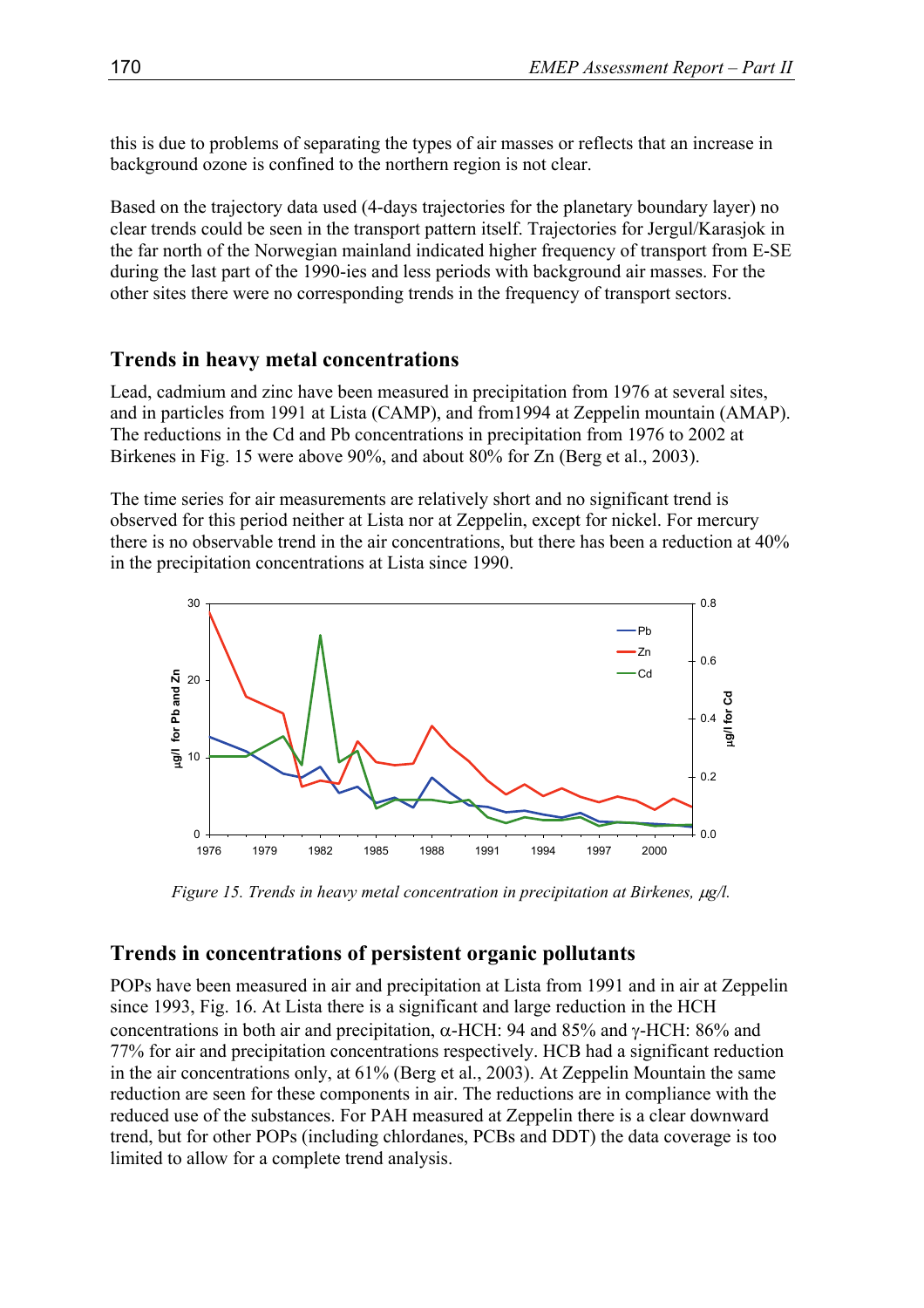this is due to problems of separating the types of air masses or reflects that an increase in background ozone is confined to the northern region is not clear.

Based on the trajectory data used (4-days trajectories for the planetary boundary layer) no clear trends could be seen in the transport pattern itself. Trajectories for Jergul/Karasjok in the far north of the Norwegian mainland indicated higher frequency of transport from E-SE during the last part of the 1990-ies and less periods with background air masses. For the other sites there were no corresponding trends in the frequency of transport sectors.

## Trends in heavy metal concentrations

Lead, cadmium and zinc have been measured in precipitation from 1976 at several sites, and in particles from 1991 at Lista (CAMP), and from1994 at Zeppelin mountain (AMAP). The reductions in the Cd and Pb concentrations in precipitation from 1976 to 2002 at Birkenes in Fig. 15 were above 90%, and about 80% for Zn (Berg et al., 2003).

The time series for air measurements are relatively short and no significant trend is observed for this period neither at Lista nor at Zeppelin, except for nickel. For mercury there is no observable trend in the air concentrations, but there has been a reduction at 40% in the precipitation concentrations at Lista since 1990.

*Figure 15. Trends in heavy metal concentration in precipitation at Birkenes, μg/l.*

## Trends in concentrations of persistent organic pollutants

POPs have been measured in air and precipitation at Lista from 1991 and in air at Zeppelin since 1993, Fig. 16. At Lista there is a significant and large reduction in the HCH concentrations in both air and precipitation, α-HCH: 94 and 85% and γ-HCH: 86% and 77% for air and precipitation concentrations respectively. HCB had a significant reduction in the air concentrations only, at 61% (Berg et al., 2003). At Zeppelin Mountain the same reduction are seen for these components in air. The reductions are in compliance with the reduced use of the substances. For PAH measured at Zeppelin there is a clear downward trend, but for other POPs (including chlordanes, PCBs and DDT) the data coverage is too limited to allow for a complete trend analysis.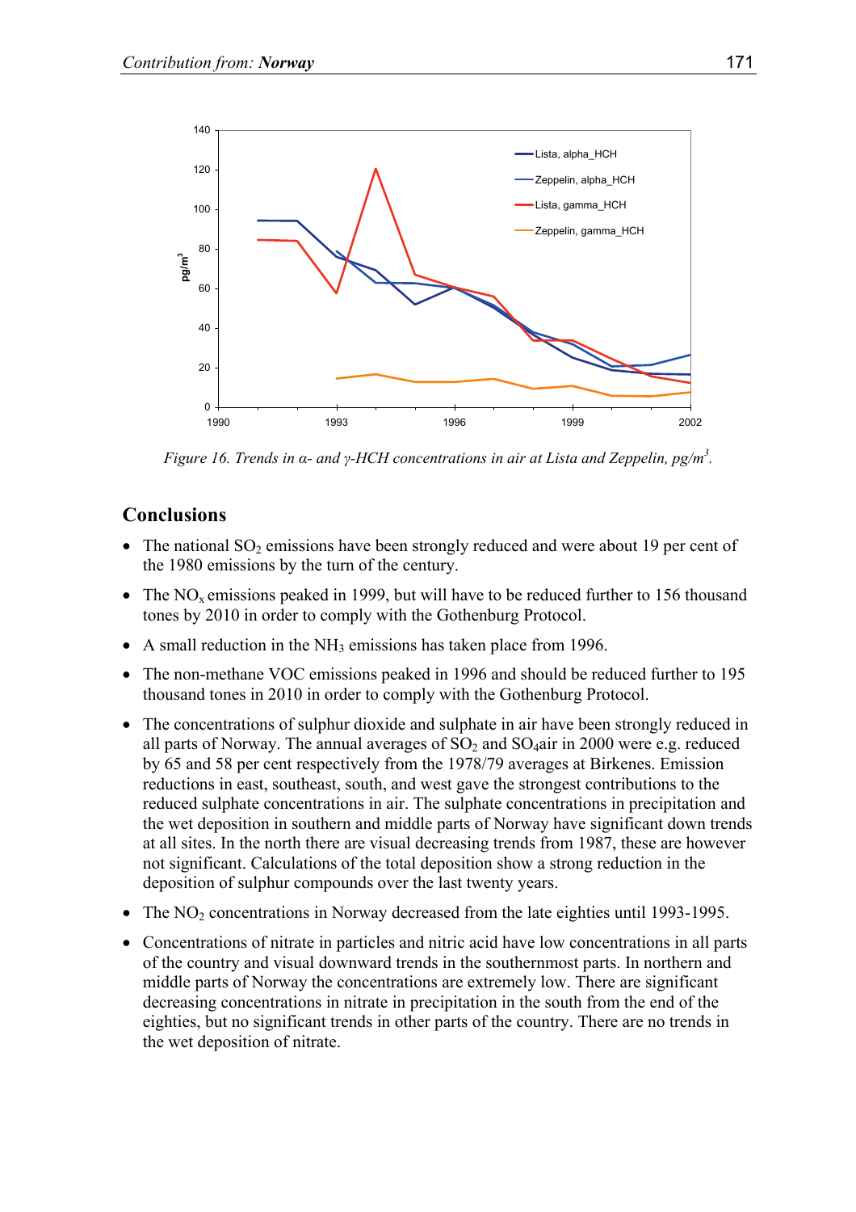Figure 16. Trends in α- and γ-HCH concentrations in air at Lista and Zeppelin, pg/m[3].

## Conclusions

- The national $SO_2$ emissions have been strongly reduced and were about 19 per cent of the 1980 emissions by the turn of the century.
- The $NO_x$ emissions peaked in 1999, but will have to be reduced further to 156 thousand tones by 2010 in order to comply with the Gothenburg Protocol.
- A small reduction in the $NH_3$ emissions has taken place from 1996.
- The non-methane VOC emissions peaked in 1996 and should be reduced further to 195 thousand tones in 2010 in order to comply with the Gothenburg Protocol.
- The concentrations of sulphur dioxide and sulphate in air have been strongly reduced in all parts of Norway. The annual averages of $SO_2$ and $SO_4$air in 2000 were e.g. reduced by 65 and 58 per cent respectively from the 1978/79 averages at Birkenes. Emission reductions in east, southeast, south, and west gave the strongest contributions to the reduced sulphate concentrations in air. The sulphate concentrations in precipitation and the wet deposition in southern and middle parts of Norway have significant down trends at all sites. In the north there are visual decreasing trends from 1987, these are however not significant. Calculations of the total deposition show a strong reduction in the deposition of sulphur compounds over the last twenty years.
- The $NO_2$ concentrations in Norway decreased from the late eighties until 1993-1995.
- Concentrations of nitrate in particles and nitric acid have low concentrations in all parts of the country and visual downward trends in the southernmost parts. In northern and middle parts of Norway the concentrations are extremely low. There are significant decreasing concentrations in nitrate in precipitation in the south from the end of the eighties, but no significant trends in other parts of the country. There are no trends in the wet deposition of nitrate.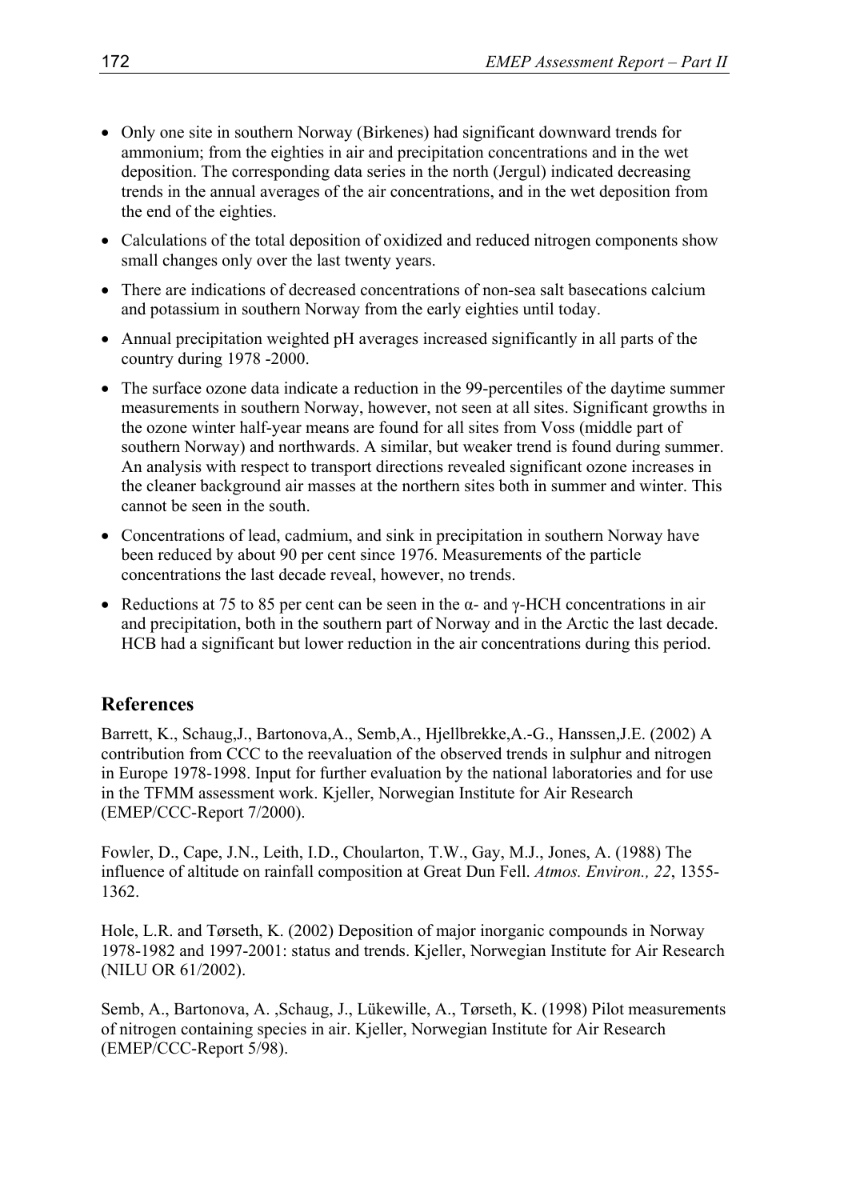- Only one site in southern Norway (Birkenes) had significant downward trends for ammonium; from the eighties in air and precipitation concentrations and in the wet deposition. The corresponding data series in the north (Jergul) indicated decreasing trends in the annual averages of the air concentrations, and in the wet deposition from the end of the eighties.
- Calculations of the total deposition of oxidized and reduced nitrogen components show small changes only over the last twenty years.
- There are indications of decreased concentrations of non-sea salt basecations calcium and potassium in southern Norway from the early eighties until today.
- Annual precipitation weighted pH averages increased significantly in all parts of the country during 1978 -2000.
- The surface ozone data indicate a reduction in the 99-percentiles of the daytime summer measurements in southern Norway, however, not seen at all sites. Significant growths in the ozone winter half-year means are found for all sites from Voss (middle part of southern Norway) and northwards. A similar, but weaker trend is found during summer. An analysis with respect to transport directions revealed significant ozone increases in the cleaner background air masses at the northern sites both in summer and winter. This cannot be seen in the south.
- Concentrations of lead, cadmium, and sink in precipitation in southern Norway have been reduced by about 90 per cent since 1976. Measurements of the particle concentrations the last decade reveal, however, no trends.
- Reductions at 75 to 85 per cent can be seen in the α- and γ-HCH concentrations in air and precipitation, both in the southern part of Norway and in the Arctic the last decade. HCB had a significant but lower reduction in the air concentrations during this period.

## References

Barrett, K., Schaug,J., Bartonova,A., Semb,A., Hjellbrekke,A.-G., Hanssen,J.E. (2002) A contribution from CCC to the reevaluation of the observed trends in sulphur and nitrogen in Europe 1978-1998. Input for further evaluation by the national laboratories and for use in the TFMM assessment work. Kjeller, Norwegian Institute for Air Research (EMEP/CCC-Report 7/2000).

Fowler, D., Cape, J.N., Leith, I.D., Choularton, T.W., Gay, M.J., Jones, A. (1988) The influence of altitude on rainfall composition at Great Dun Fell. *Atmos. Environ., 22*, 1355-1362.

Hole, L.R. and Tørseth, K. (2002) Deposition of major inorganic compounds in Norway 1978-1982 and 1997-2001: status and trends. Kjeller, Norwegian Institute for Air Research (NILU OR 61/2002).

Semb, A., Bartonova, A. ,Schaug, J., Lükewille, A., Tørseth, K. (1998) Pilot measurements of nitrogen containing species in air. Kjeller, Norwegian Institute for Air Research (EMEP/CCC-Report 5/98).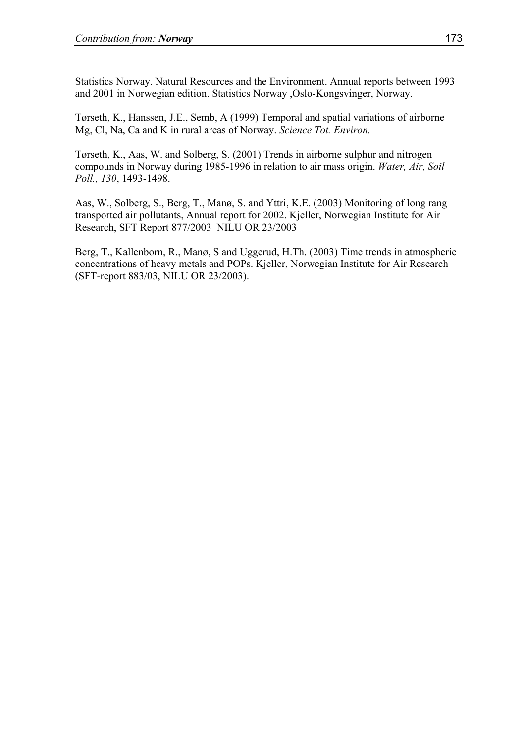Statistics Norway. Natural Resources and the Environment. Annual reports between 1993 and 2001 in Norwegian edition. Statistics Norway ,Oslo-Kongsvinger, Norway.

Tørseth, K., Hanssen, J.E., Semb, A (1999) Temporal and spatial variations of airborne Mg, Cl, Na, Ca and K in rural areas of Norway. *Science Tot. Environ.*

Tørseth, K., Aas, W. and Solberg, S. (2001) Trends in airborne sulphur and nitrogen compounds in Norway during 1985-1996 in relation to air mass origin. *Water, Air, Soil Poll., 130*, 1493-1498.

Aas, W., Solberg, S., Berg, T., Manø, S. and Yttri, K.E. (2003) Monitoring of long rang transported air pollutants, Annual report for 2002. Kjeller, Norwegian Institute for Air Research, SFT Report 877/2003 NILU OR 23/2003

Berg, T., Kallenborn, R., Manø, S and Uggerud, H.Th. (2003) Time trends in atmospheric concentrations of heavy metals and POPs. Kjeller, Norwegian Institute for Air Research (SFT-report 883/03, NILU OR 23/2003).